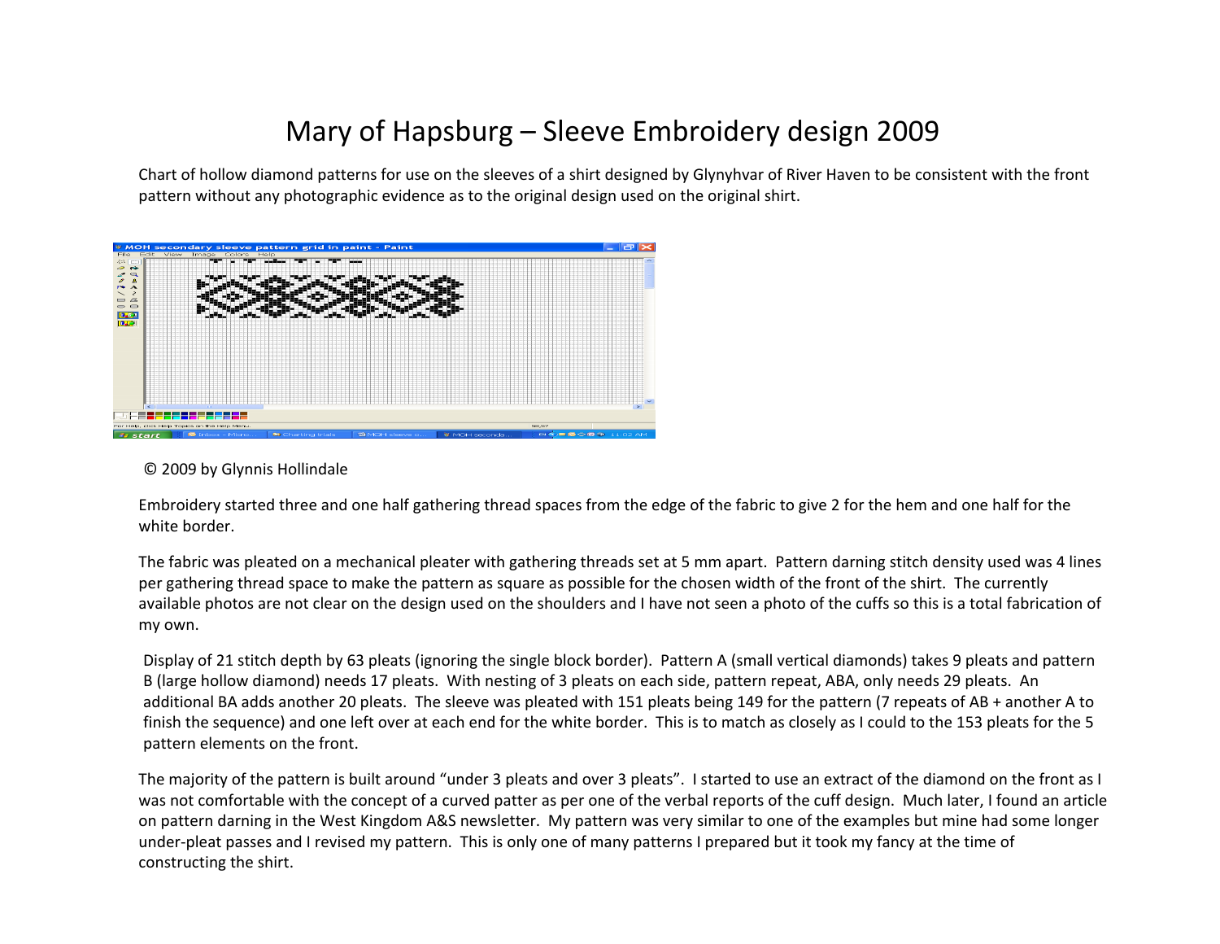# Mary of Hapsburg – Sleeve Embroidery design 2009

Chart of hollow diamond patterns for use on the sleeves of a shirt designed by Glynyhvar of River Haven to be consistent with the front pattern without any photographic evidence as to the original design used on the original shirt.

© 2009 by Glynnis Hollindale

Embroidery started three and one half gathering thread spaces from the edge of the fabric to give 2 for the hem and one half for the white border.

The fabric was pleated on a mechanical pleater with gathering threads set at 5 mm apart. Pattern darning stitch density used was 4 lines per gathering thread space to make the pattern as square as possible for the chosen width of the front of the shirt. The currently available photos are not clear on the design used on the shoulders and I have not seen a photo of the cuffs so this is a total fabrication of my own.

Display of 21 stitch depth by 63 pleats (ignoring the single block border). Pattern A (small vertical diamonds) takes 9 pleats and pattern B (large hollow diamond) needs 17 pleats. With nesting of 3 pleats on each side, pattern repeat, ABA, only needs 29 pleats. An additional BA adds another 20 pleats. The sleeve was pleated with 151 pleats being 149 for the pattern (7 repeats of AB + another A to finish the sequence) and one left over at each end for the white border. This is to match as closely as I could to the 153 pleats for the 5 pattern elements on the front.

The majority of the pattern is built around "under 3 pleats and over 3 pleats". I started to use an extract of the diamond on the front as I was not comfortable with the concept of a curved patter as per one of the verbal reports of the cuff design. Much later, I found an article on pattern darning in the West Kingdom A&S newsletter. My pattern was very similar to one of the examples but mine had some longer under-pleat passes and I revised my pattern. This is only one of many patterns I prepared but it took my fancy at the time of constructing the shirt.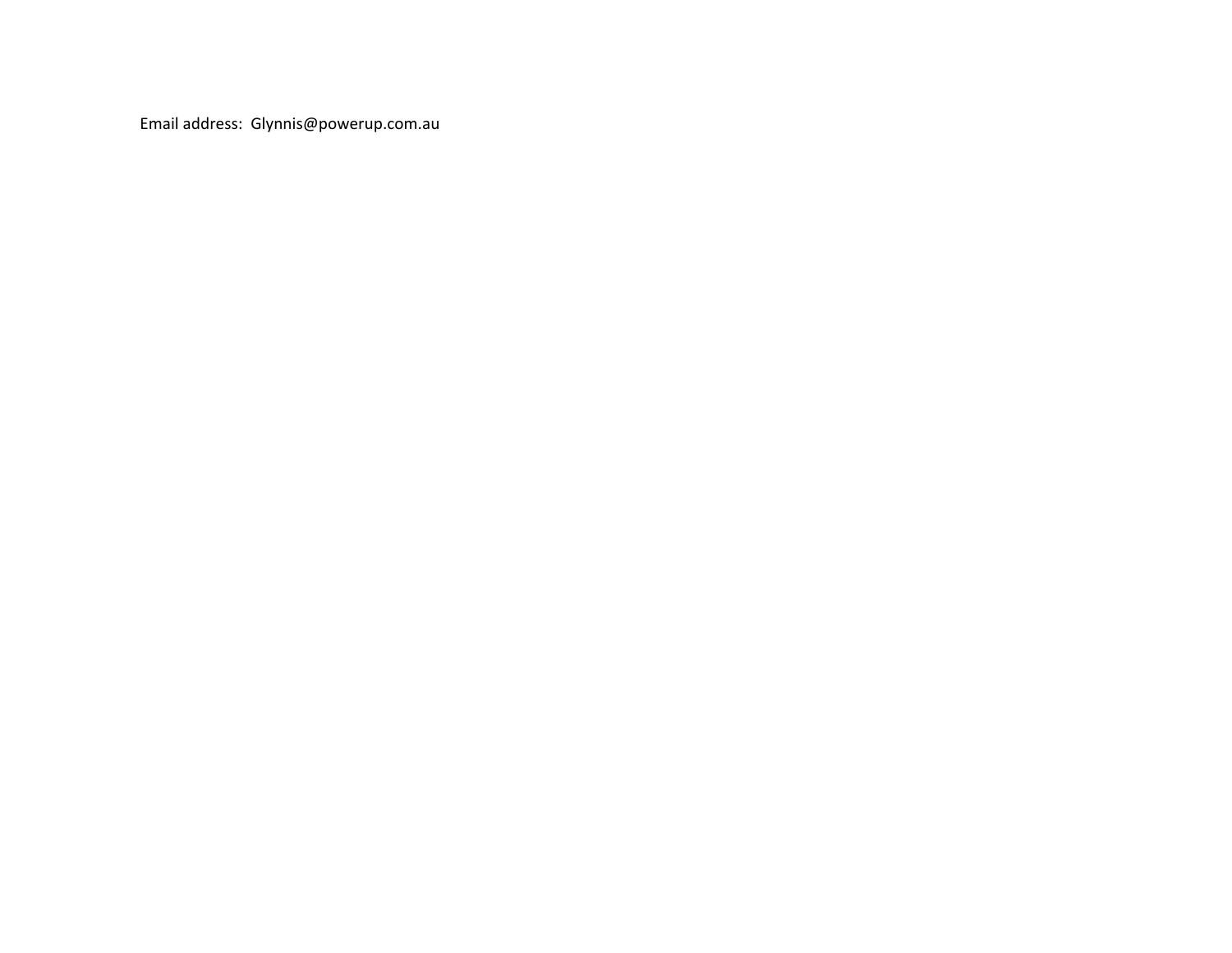Email address: Glynnis@powerup.com.au